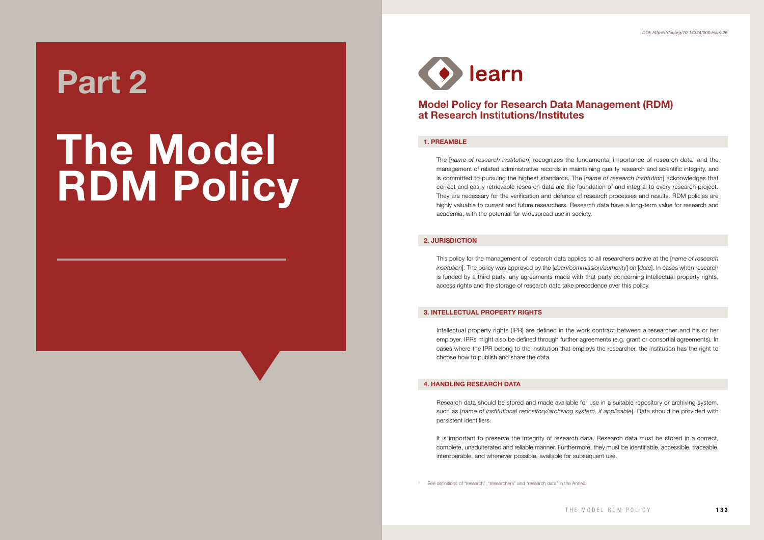# Part 2

# The Model RDM Policy

DOI: https://doi.org/10.14324/000.learn.26

learn

## Model Policy for Research Data Management (RDM) at Research Institutions/Institutes

### 1. PREAMBLE

The [*name of research institution*] recognizes the fundamental importance of research data[1] and the management of related administrative records in maintaining quality research and scientific integrity, and is committed to pursuing the highest standards. The [*name of research institution*] acknowledges that correct and easily retrievable research data are the foundation of and integral to every research project. They are necessary for the verification and defence of research processes and results. RDM policies are highly valuable to current and future researchers. Research data have a long-term value for research and academia, with the potential for widespread use in society.

### 2. JURISDICTION

This policy for the management of research data applies to all researchers active at the [*name of research institution*]. The policy was approved by the [*dean/commission/authority*] on [*date*]. In cases when research is funded by a third party, any agreements made with that party concerning intellectual property rights, access rights and the storage of research data take precedence over this policy.

### 3. INTELLECTUAL PROPERTY RIGHTS

Intellectual property rights (IPR) are defined in the work contract between a researcher and his or her employer. IPRs might also be defined through further agreements (e.g. grant or consortial agreements). In cases where the IPR belong to the institution that employs the researcher, the institution has the right to choose how to publish and share the data.

### 4. HANDLING RESEARCH DATA

Research data should be stored and made available for use in a suitable repository or archiving system, such as [*name of institutional repository/archiving system, if applicable*]. Data should be provided with persistent identifiers.

It is important to preserve the integrity of research data. Research data must be stored in a correct, complete, unadulterated and reliable manner. Furthermore, they must be identifiable, accessible, traceable, interoperable, and whenever possible, available for subsequent use.

[1] See definitions of "research", "researchers" and "research data" in the Annex.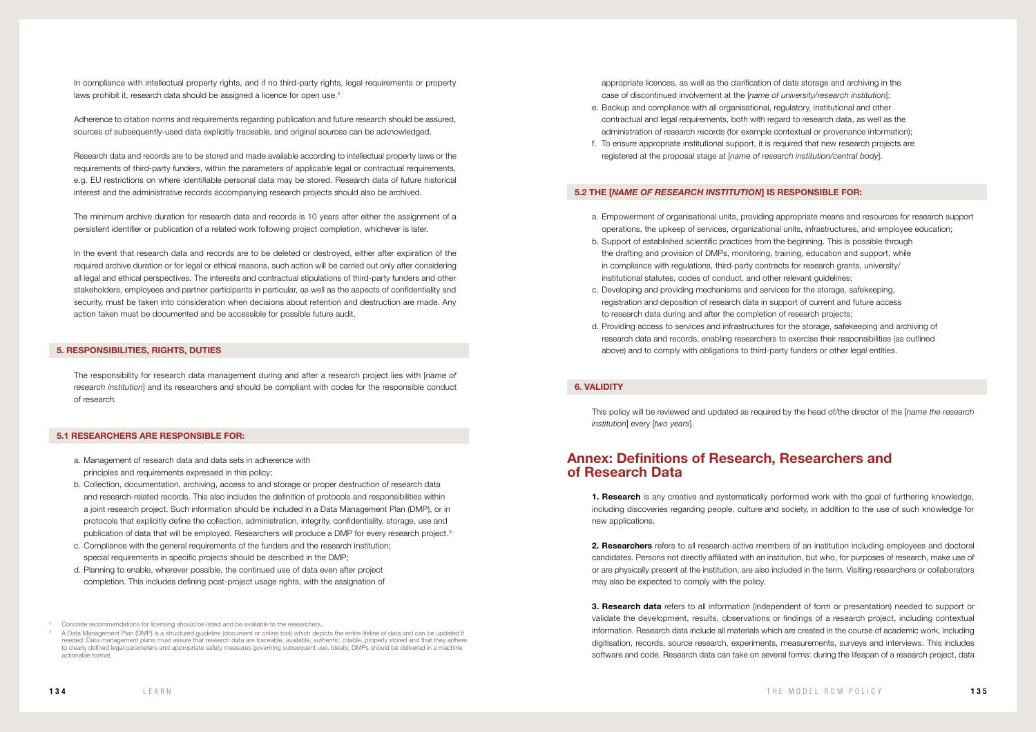In compliance with intellectual property rights, and if no third-party rights, legal requirements or property laws prohibit it, research data should be assigned a licence for open use.[2]

Adherence to citation norms and requirements regarding publication and future research should be assured, sources of subsequently-used data explicitly traceable, and original sources can be acknowledged.

Research data and records are to be stored and made available according to intellectual property laws or the requirements of third-party funders, within the parameters of applicable legal or contractual requirements, e.g. EU restrictions on where identifiable personal data may be stored. Research data of future historical interest and the administrative records accompanying research projects should also be archived.

The minimum archive duration for research data and records is 10 years after either the assignment of a persistent identifier or publication of a related work following project completion, whichever is later.

In the event that research data and records are to be deleted or destroyed, either after expiration of the required archive duration or for legal or ethical reasons, such action will be carried out only after considering all legal and ethical perspectives. The interests and contractual stipulations of third-party funders and other stakeholders, employees and partner participants in particular, as well as the aspects of confidentiality and security, must be taken into consideration when decisions about retention and destruction are made. Any action taken must be documented and be accessible for possible future audit.

## 5. RESPONSIBILITIES, RIGHTS, DUTIES

The responsibility for research data management during and after a research project lies with [*name of research institution*] and its researchers and should be compliant with codes for the responsible conduct of research.

### 5.1 RESEARCHERS ARE RESPONSIBLE FOR:

a. Management of research data and data sets in adherence with principles and requirements expressed in this policy;
b. Collection, documentation, archiving, access to and storage or proper destruction of research data and research-related records. This also includes the definition of protocols and responsibilities within a joint research project. Such information should be included in a Data Management Plan (DMP), or in protocols that explicitly define the collection, administration, integrity, confidentiality, storage, use and publication of data that will be employed. Researchers will produce a DMP for every research project.[3]
c. Compliance with the general requirements of the funders and the research institution; special requirements in specific projects should be described in the DMP;
d. Planning to enable, wherever possible, the continued use of data even after project completion. This includes defining post-project usage rights, with the assignation of appropriate licences, as well as the clarification of data storage and archiving in the case of discontinued involvement at the [*name of university/research institution*];
e. Backup and compliance with all organisational, regulatory, institutional and other contractual and legal requirements, both with regard to research data, as well as the administration of research records (for example contextual or provenance information);
f. To ensure appropriate institutional support, it is required that new research projects are registered at the proposal stage at [*name of research institution/central body*].

### 5.2 THE [*NAME OF RESEARCH INSTITUTION*] IS RESPONSIBLE FOR:

a. Empowerment of organisational units, providing appropriate means and resources for research support operations, the upkeep of services, organizational units, infrastructures, and employee education;
b. Support of established scientific practices from the beginning. This is possible through the drafting and provision of DMPs, monitoring, training, education and support, while in compliance with regulations, third-party contracts for research grants, university/institutional statutes, codes of conduct, and other relevant guidelines;
c. Developing and providing mechanisms and services for the storage, safekeeping, registration and deposition of research data in support of current and future access to research data during and after the completion of research projects;
d. Providing access to services and infrastructures for the storage, safekeeping and archiving of research data and records, enabling researchers to exercise their responsibilities (as outlined above) and to comply with obligations to third-party funders or other legal entities.

## 6. VALIDITY

This policy will be reviewed and updated as required by the head of/the director of the [*name the research institution*] every [*two years*].

# Annex: Definitions of Research, Researchers and of Research Data

**1. Research** is any creative and systematically performed work with the goal of furthering knowledge, including discoveries regarding people, culture and society, in addition to the use of such knowledge for new applications.

**2. Researchers** refers to all research-active members of an institution including employees and doctoral candidates. Persons not directly affiliated with an institution, but who, for purposes of research, make use of or are physically present at the institution, are also included in the term. Visiting researchers or collaborators may also be expected to comply with the policy.

**3. Research data** refers to all information (independent of form or presentation) needed to support or validate the development, results, observations or findings of a research project, including contextual information. Research data include all materials which are created in the course of academic work, including digitisation, records, source research, experiments, measurements, surveys and interviews. This includes software and code. Research data can take on several forms: during the lifespan of a research project, data

---

[2] Concrete recommendations for licensing should be listed and be available to the researchers.

[3] A Data Management Plan (DMP) is a structured guideline (document or online tool) which depicts the entire lifeline of data and can be updated if needed. Data management plans must assure that research data are traceable, available, authentic, citable, properly stored and that they adhere to clearly defined legal parameters and appropriate safety measures governing subsequent use. Ideally, DMPs should be delivered in a machine actionable format.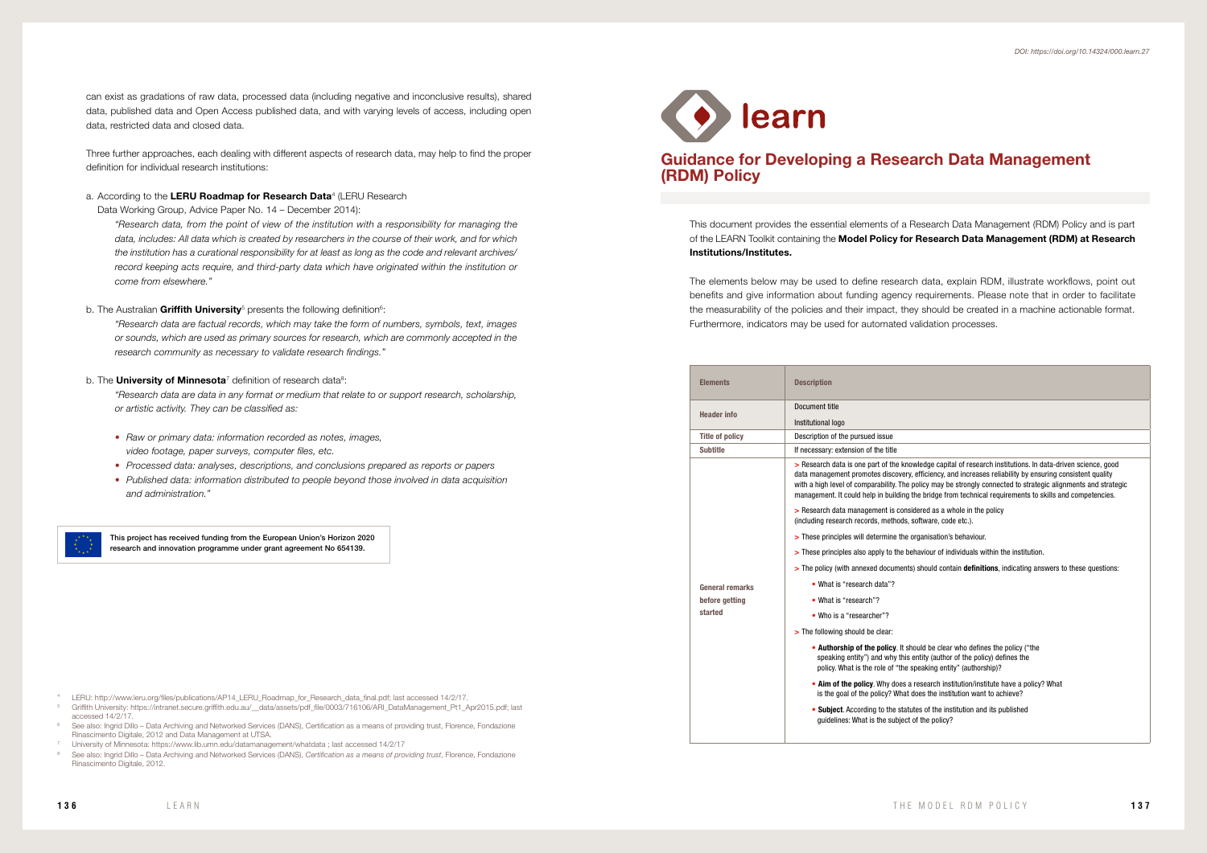can exist as gradations of raw data, processed data (including negative and inconclusive results), shared data, published data and Open Access published data, and with varying levels of access, including open data, restricted data and closed data.

Three further approaches, each dealing with different aspects of research data, may help to find the proper definition for individual research institutions:

a. According to the **LERU Roadmap for Research Data**[4] (LERU Research Data Working Group, Advice Paper No. 14 – December 2014):

*"Research data, from the point of view of the institution with a responsibility for managing the data, includes: All data which is created by researchers in the course of their work, and for which the institution has a curational responsibility for at least as long as the code and relevant archives/ record keeping acts require, and third-party data which have originated within the institution or come from elsewhere."*

b. The Australian **Griffith University**[5] presents the following definition[6]:

*"Research data are factual records, which may take the form of numbers, symbols, text, images or sounds, which are used as primary sources for research, which are commonly accepted in the research community as necessary to validate research findings."*

b. The **University of Minnesota**[7] definition of research data[8]:

*"Research data are data in any format or medium that relate to or support research, scholarship, or artistic activity. They can be classified as:*

- *Raw or primary data: information recorded as notes, images, video footage, paper surveys, computer files, etc.*
- *Processed data: analyses, descriptions, and conclusions prepared as reports or papers*
- *Published data: information distributed to people beyond those involved in data acquisition and administration."*

**This project has received funding from the European Union's Horizon 2020 research and innovation programme under grant agreement No 654139.**

[4] LERU: http://www.leru.org/files/publications/AP14_LERU_Roadmap_for_Research_data_final.pdf; last accessed 14/2/17.

[5] Griffith University: https://intranet.secure.griffith.edu.au/__data/assets/pdf_file/0003/716106/ARI_DataManagement_Pt1_Apr2015.pdf; last accessed 14/2/17.

[6] See also: Ingrid Dillo – Data Archiving and Networked Services (DANS), Certification as a means of providing trust, Florence, Fondazione Rinascimento Digitale, 2012 and Data Management at UTSA.

[7] University of Minnesota: https://www.lib.umn.edu/datamanagement/whatdata ; last accessed 14/2/17

[8] See also: Ingrid Dillo – Data Archiving and Networked Services (DANS), *Certification as a means of providing trust*, Florence, Fondazione Rinascimento Digitale, 2012.

DOI: https://doi.org/10.14324/000.learn.27

# Guidance for Developing a Research Data Management (RDM) Policy

This document provides the essential elements of a Research Data Management (RDM) Policy and is part of the LEARN Toolkit containing the **Model Policy for Research Data Management (RDM) at Research Institutions/Institutes.**

The elements below may be used to define research data, explain RDM, illustrate workflows, point out benefits and give information about funding agency requirements. Please note that in order to facilitate the measurability of the policies and their impact, they should be created in a machine actionable format. Furthermore, indicators may be used for automated validation processes.

| Elements | Description |
|---|---|
| **Header info** | Document title<br>Institutional logo |
| **Title of policy** | Description of the pursued issue |
| **Subtitle** | If necessary: extension of the title |
| **General remarks before getting started** | > Research data is one part of the knowledge capital of research institutions. In data-driven science, good data management promotes discovery, efficiency, and increases reliability by ensuring consistent quality with a high level of comparability. The policy may be strongly connected to strategic alignments and strategic management. It could help in building the bridge from technical requirements to skills and competencies.<br>> Research data management is considered as a whole in the policy (including research records, methods, software, code etc.).<br>> These principles will determine the organisation's behaviour.<br>> These principles also apply to the behaviour of individuals within the institution.<br>> The policy (with annexed documents) should contain **definitions**, indicating answers to these questions:<br>• What is "research data"?<br>• What is "research"?<br>• Who is a "researcher"?<br>> The following should be clear:<br>• **Authorship of the policy**. It should be clear who defines the policy ("the speaking entity") and why this entity (author of the policy) defines the policy. What is the role of "the speaking entity" (authorship)?<br>• **Aim of the policy**. Why does a research institution/institute have a policy? What is the goal of the policy? What does the institution want to achieve?<br>• **Subject**. According to the statutes of the institution and its published guidelines: What is the subject of the policy? |